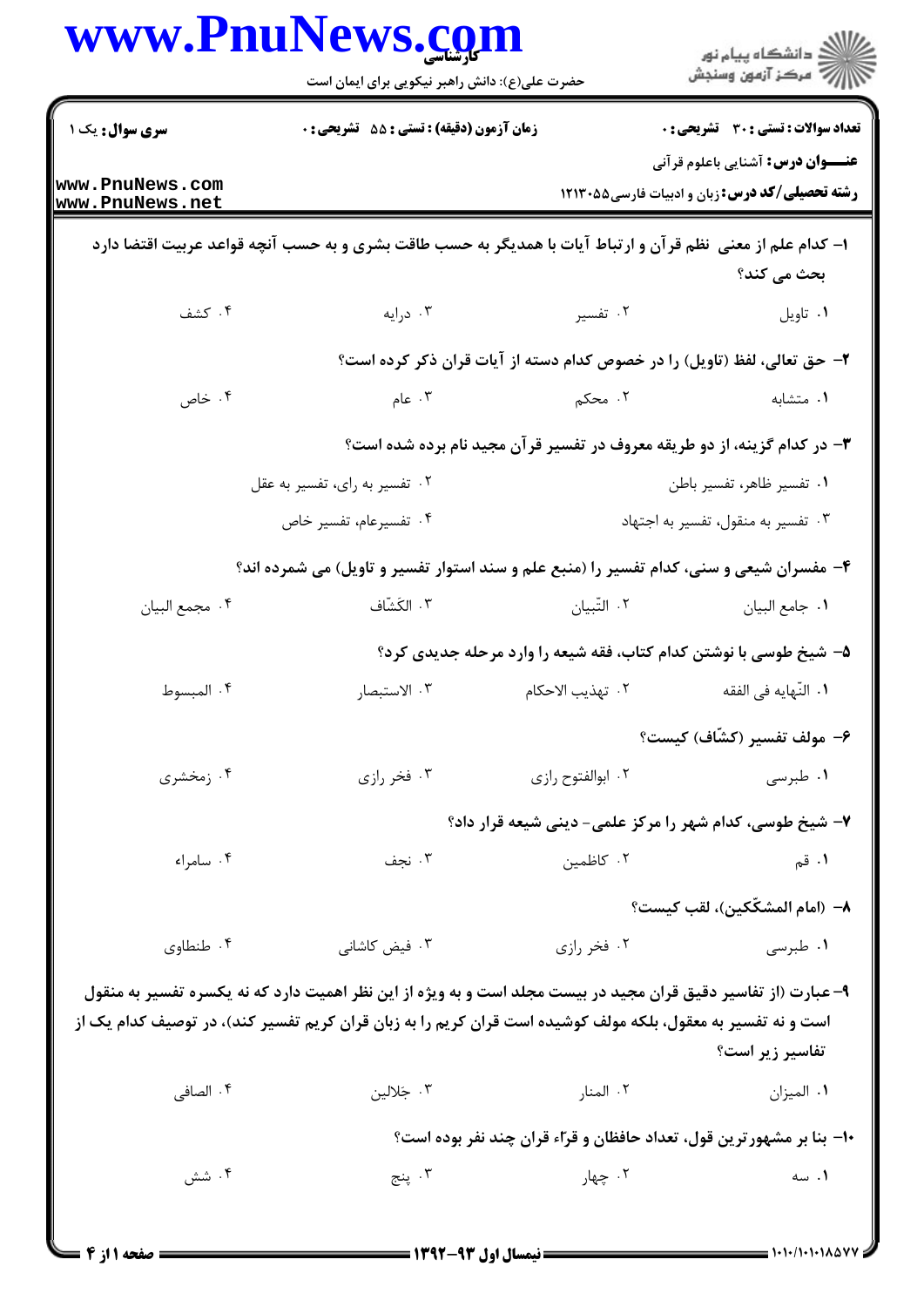**سری سوال:** یک ۱

**زمان آزمون (دقیقه) : تستی : ۵۵ تشریحی : ۰**

**تعداد سوالات : تستی : ۳۰ تشریحی : ۰**

**عنـــوان درس:** آشنایی باعلوم قرآنی

**رشته تحصیلی/کد درس:** زبان و ادبیات فارسی۱۲۱۳۰۵۵

**۱-** کدام علم از معنی نظم قرآن و ارتباط آیات با همدیگر به حسب طاقت بشری و به حسب آنچه قواعد عربیت اقتضا دارد بحث می کند؟

۱. تاویل ۲. تفسیر ۳. درایه ۴. کشف

**۲-** حق تعالی، لفظ (تاویل) را در خصوص کدام دسته از آیات قران ذکر کرده است؟

۱. متشابه ۲. محکم ۳. عام ۴. خاص

**۳-** در کدام گزینه، از دو طریقه معروف در تفسیر قرآن مجید نام برده شده است؟

۱. تفسیر ظاهر، تفسیر باطن ۲. تفسیر به رای، تفسیر به عقل
۳. تفسیر به منقول، تفسیر به اجتهاد ۴. تفسیرعام، تفسیر خاص

**۴-** مفسران شیعی و سنی، کدام تفسیر را (منبع علم و سند استوار تفسیر و تاویل) می شمرده اند؟

۱. جامع البیان ۲. التّبیان ۳. الکشّاف ۴. مجمع البیان

**۵-** شیخ طوسی با نوشتن کدام کتاب، فقه شیعه را وارد مرحله جدیدی کرد؟

۱. النّهایه فی الفقه ۲. تهذیب الاحکام ۳. الاستبصار ۴. المبسوط

**۶-** مولف تفسیر (کشّاف) کیست؟

۱. طبرسی ۲. ابوالفتوح رازی ۳. فخر رازی ۴. زمخشری

**۷-** شیخ طوسی، کدام شهر را مرکز علمی- دینی شیعه قرار داد؟

۱. قم ۲. کاظمین ۳. نجف ۴. سامراء

**۸-** (امام المشکّکین)، لقب کیست؟

۱. طبرسی ۲. فخر رازی ۳. فیض کاشانی ۴. طنطاوی

**۹-** عبارت (از تفاسیر دقیق قران مجید در بیست مجلد است و به ویژه از این نظر اهمیت دارد که نه یکسره تفسیر به منقول است و نه تفسیر به معقول، بلکه مولف کوشیده است قران کریم را به زبان قران کریم تفسیر کند)، در توصیف کدام یک از تفاسیر زیر است؟

۱. المیزان ۲. المنار ۳. جَلالین ۴. الصافی

**۱۰-** بنا بر مشهورترین قول، تعداد حافظان و قرّاء قران چند نفر بوده است؟

۱. سه ۲. چهار ۳. پنج ۴. شش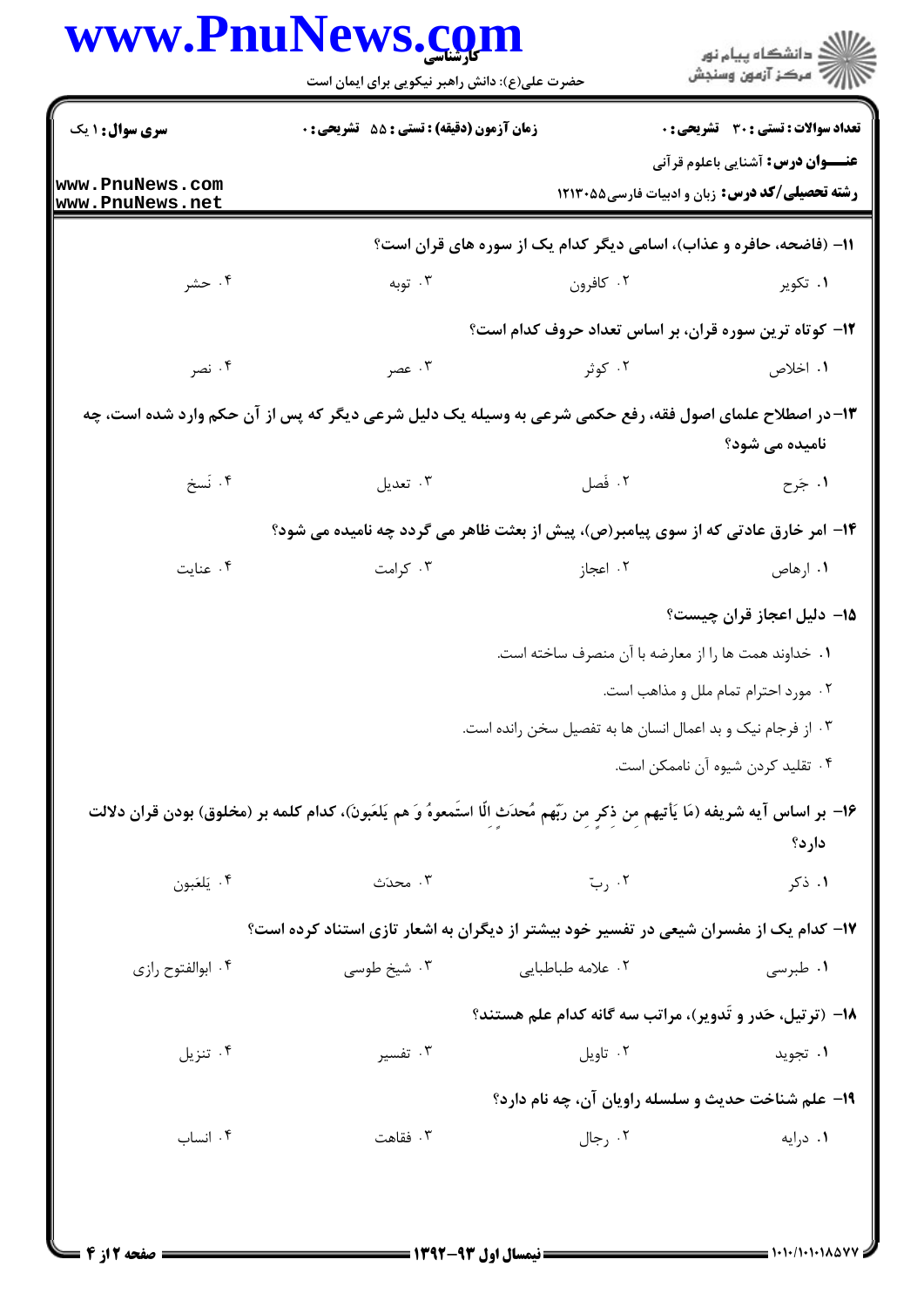۱۱- (فاضحه، حافره و عذاب)، اسامی دیگر کدام یک از سوره های قران است؟

۱. تکویر
۲. کافرون
۳. توبه
۴. حشر

۱۲- کوتاه ترین سوره قران، بر اساس تعداد حروف کدام است؟

۱. اخلاص
۲. کوثر
۳. عصر
۴. نصر

۱۳- در اصطلاح علمای اصول فقه، رفع حکمی شرعی به وسیله یک دلیل شرعی دیگر که پس از آن حکم وارد شده است، چه نامیده می شود؟

۱. جَرح
۲. فَصل
۳. تعدیل
۴. نَسخ

۱۴- امر خارق عادتی که از سوی پیامبر(ص)، پیش از بعثت ظاهر می گردد چه نامیده می شود؟

۱. ارهاص
۲. اعجاز
۳. کرامت
۴. عنایت

۱۵- دلیل اعجاز قران چیست؟

۱. خداوند همت ها را از معارضه با آن منصرف ساخته است.
۲. مورد احترام تمام ملل و مذاهب است.
۳. از فرجام نیک و بد اعمال انسان ها به تفصیل سخن رانده است.
۴. تقلید کردن شیوه آن ناممکن است.

۱۶- بر اساس آیه شریفه (مَا یَأتیهم مِن ذکرٍ مِن رَبّهم مُحدَثٍ الّا استَمعوهُ وَ هم یَلعَبونَ)، کدام کلمه بر (مخلوق) بودن قران دلالت دارد؟

۱. ذکر
۲. ربّ
۳. محدَث
۴. یَلعَبون

۱۷- کدام یک از مفسران شیعی در تفسیر خود بیشتر از دیگران به اشعار تازی استناد کرده است؟

۱. طبرسی
۲. علامه طباطبایی
۳. شیخ طوسی
۴. ابوالفتوح رازی

۱۸- (ترتیل، حَدر و تَدویر)، مراتب سه گانه کدام علم هستند؟

۱. تجوید
۲. تاویل
۳. تفسیر
۴. تنزیل

۱۹- علم شناخت حدیث و سلسله راویان آن، چه نام دارد؟

۱. درایه
۲. رجال
۳. فقاهت
۴. انساب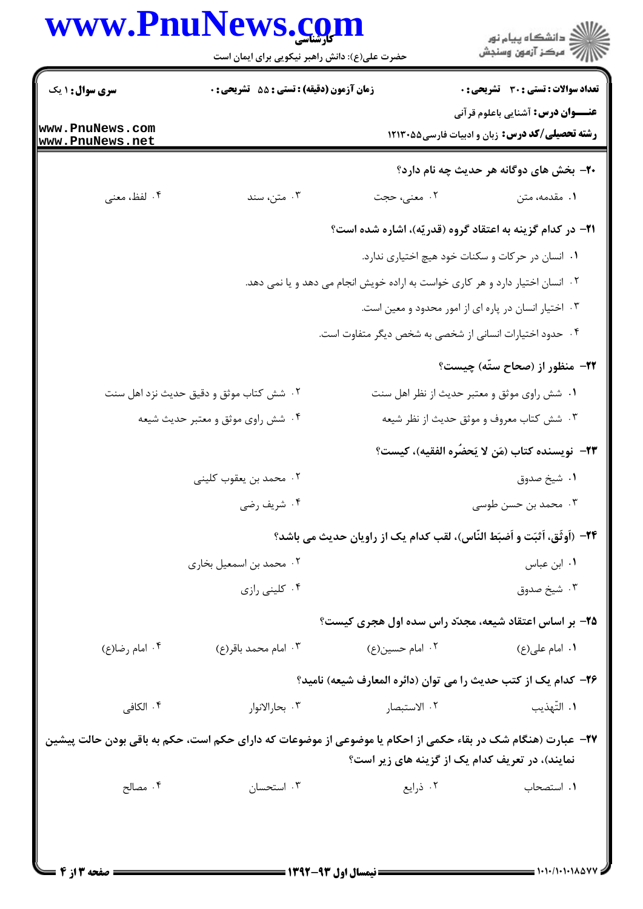**سری سوال:** ۱ یک

**زمان آزمون (دقیقه) : تستی : ۵۵ تشریحی : ۰**

**تعداد سوالات : تستی : ۳۰ تشریحی : ۰**

**عنوان درس:** آشنایی باعلوم قرآنی

**رشته تحصیلی/کد درس:** زبان و ادبیات فارسی۱۲۱۳۰۵۵

**۲۰- بخش های دوگانه هر حدیث چه نام دارد؟**

۱. مقدمه، متن
۲. معنی، حجت
۳. متن، سند
۴. لفظ، معنی

**۲۱- در کدام گزینه به اعتقاد گروه (قدریّه)، اشاره شده است؟**

۱. انسان در حرکات و سکنات خود هیچ اختیاری ندارد.
۲. انسان اختیار دارد و هر کاری خواست به اراده خویش انجام می دهد و یا نمی دهد.
۳. اختیار انسان در پاره ای از امور محدود و معین است.
۴. حدود اختیارات انسانی از شخصی به شخص دیگر متفاوت است.

**۲۲- منظور از (صحاح ستّه) چیست؟**

۱. شش راوی موثق و معتبر حدیث از نظر اهل سنت
۲. شش کتاب موثق و دقیق حدیث نزد اهل سنت
۳. شش کتاب معروف و موثق حدیث از نظر شیعه
۴. شش راوی موثق و معتبر حدیث شیعه

**۲۳- نویسنده کتاب (مَن لا یَحضُره الفقیه)، کیست؟**

۱. شیخ صدوق
۲. محمد بن یعقوب کلینی
۳. محمد بن حسن طوسی
۴. شریف رضی

**۲۴- (اَوثَق، اَثبَت و اَضبَط النّاس)، لقب کدام یک از راویان حدیث می باشد؟**

۱. ابن عباس
۲. محمد بن اسمعیل بخاری
۳. شیخ صدوق
۴. کلینی رازی

**۲۵- بر اساس اعتقاد شیعه، مجدّد راس سده اول هجری کیست؟**

۱. امام علی(ع)
۲. امام حسین(ع)
۳. امام محمد باقر(ع)
۴. امام رضا(ع)

**۲۶- کدام یک از کتب حدیث را می توان (دائره المعارف شیعه) نامید؟**

۱. التّهذیب
۲. الاستبصار
۳. بحارالانوار
۴. الکافی

**۲۷- عبارت (هنگام شک در بقاء حکمی از احکام یا موضوعی از موضوعات که دارای حکم است، حکم به باقی بودن حالت پیشین نمایند)، در تعریف کدام یک از گزینه های زیر است؟**

۱. استصحاب
۲. ذرایع
۳. استحسان
۴. مصالح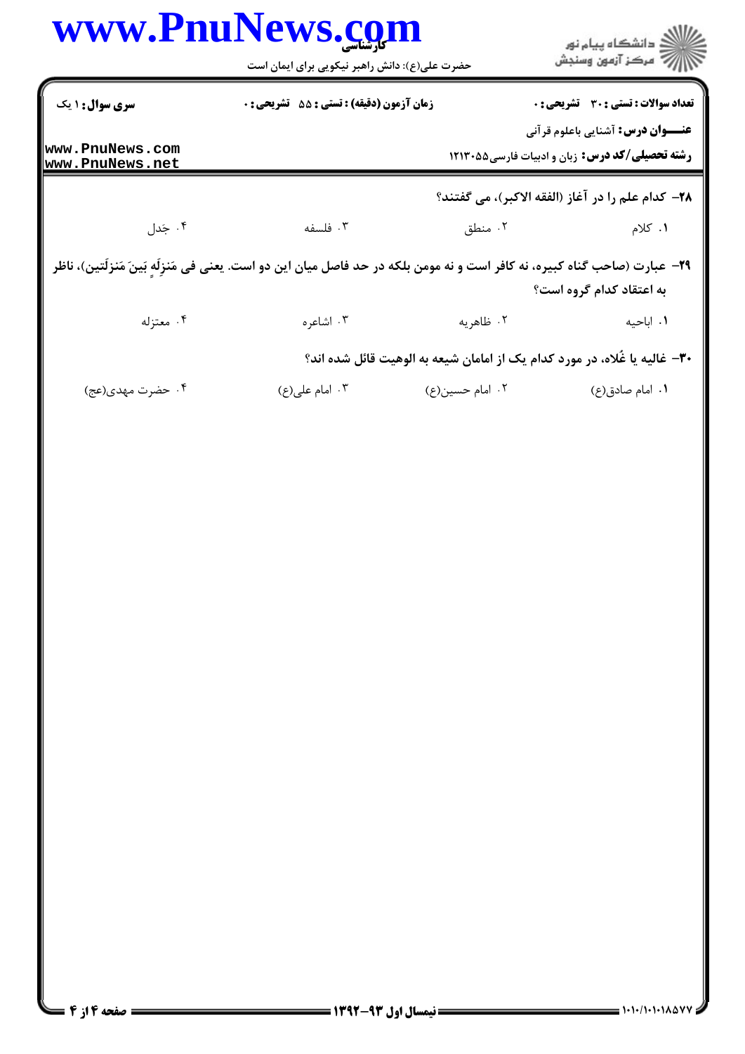**۲۸- کدام علم را در آغاز (الفقه الاکبر)، می گفتند؟**

۱. کلام

۲. منطق

۳. فلسفه

۴. جَدل

**۲۹- عبارت (صاحب گناه کبیره، نه کافر است و نه مومن بلکه در حد فاصل میان این دو است. یعنی فی مَنزِلَهٍ بَینَ مَنزِلَتین)، ناظر به اعتقاد کدام گروه است؟**

۱. اباحیه

۲. ظاهریه

۳. اشاعره

۴. معتزله

**۳۰- غالیه یا غُلاه، در مورد کدام یک از امامان شیعه به الوهیت قائل شده اند؟**

۱. امام صادق(ع)

۲. امام حسین(ع)

۳. امام علی(ع)

۴. حضرت مهدی(عج)